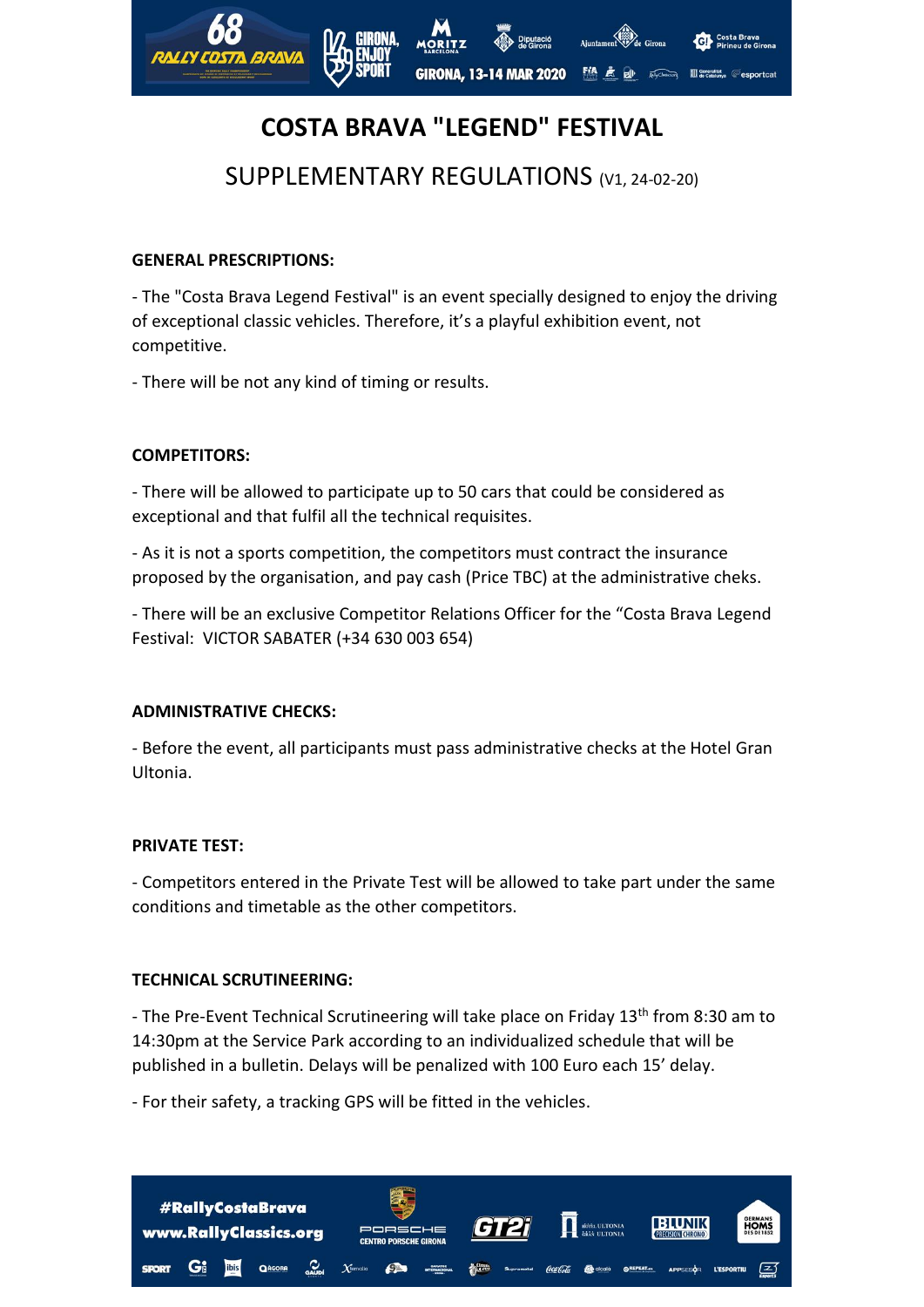# COSTA BRAVA "LEGEND" FESTIVAL

## SUPPLEMENTARY REGULATIONS (V1, 24-02-20)

**GENERAL PRESCRIPTIONS:**

- The "Costa Brava Legend Festival" is an event specially designed to enjoy the driving of exceptional classic vehicles. Therefore, it's a playful exhibition event, not competitive.

- There will be not any kind of timing or results.

**COMPETITORS:**

- There will be allowed to participate up to 50 cars that could be considered as exceptional and that fulfil all the technical requisites.

- As it is not a sports competition, the competitors must contract the insurance proposed by the organisation, and pay cash (Price TBC) at the administrative cheks.

- There will be an exclusive Competitor Relations Officer for the "Costa Brava Legend Festival: VICTOR SABATER (+34 630 003 654)

**ADMINISTRATIVE CHECKS:**

- Before the event, all participants must pass administrative checks at the Hotel Gran Ultonia.

**PRIVATE TEST:**

- Competitors entered in the Private Test will be allowed to take part under the same conditions and timetable as the other competitors.

**TECHNICAL SCRUTINEERING:**

- The Pre-Event Technical Scrutineering will take place on Friday 13th from 8:30 am to 14:30pm at the Service Park according to an individualized schedule that will be published in a bulletin. Delays will be penalized with 100 Euro each 15' delay.

- For their safety, a tracking GPS will be fitted in the vehicles.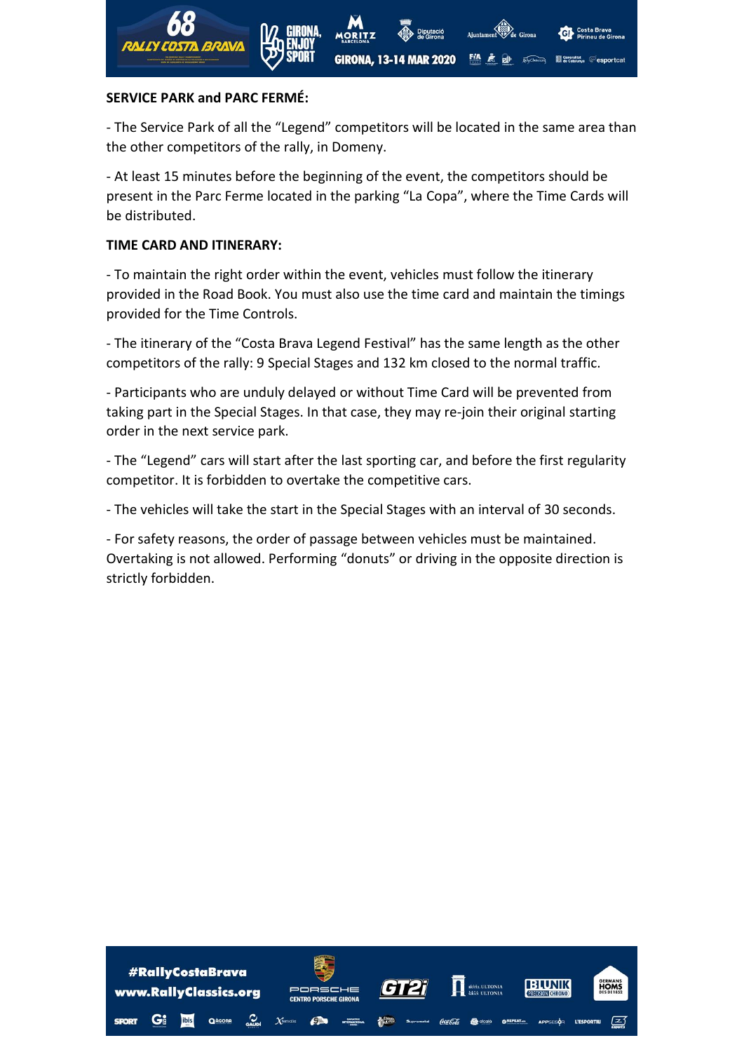**SERVICE PARK and PARC FERMÉ:**

- The Service Park of all the "Legend" competitors will be located in the same area than the other competitors of the rally, in Domeny.

- At least 15 minutes before the beginning of the event, the competitors should be present in the Parc Ferme located in the parking "La Copa", where the Time Cards will be distributed.

**TIME CARD AND ITINERARY:**

- To maintain the right order within the event, vehicles must follow the itinerary provided in the Road Book. You must also use the time card and maintain the timings provided for the Time Controls.

- The itinerary of the "Costa Brava Legend Festival" has the same length as the other competitors of the rally: 9 Special Stages and 132 km closed to the normal traffic.

- Participants who are unduly delayed or without Time Card will be prevented from taking part in the Special Stages. In that case, they may re-join their original starting order in the next service park.

- The "Legend" cars will start after the last sporting car, and before the first regularity competitor. It is forbidden to overtake the competitive cars.

- The vehicles will take the start in the Special Stages with an interval of 30 seconds.

- For safety reasons, the order of passage between vehicles must be maintained. Overtaking is not allowed. Performing "donuts" or driving in the opposite direction is strictly forbidden.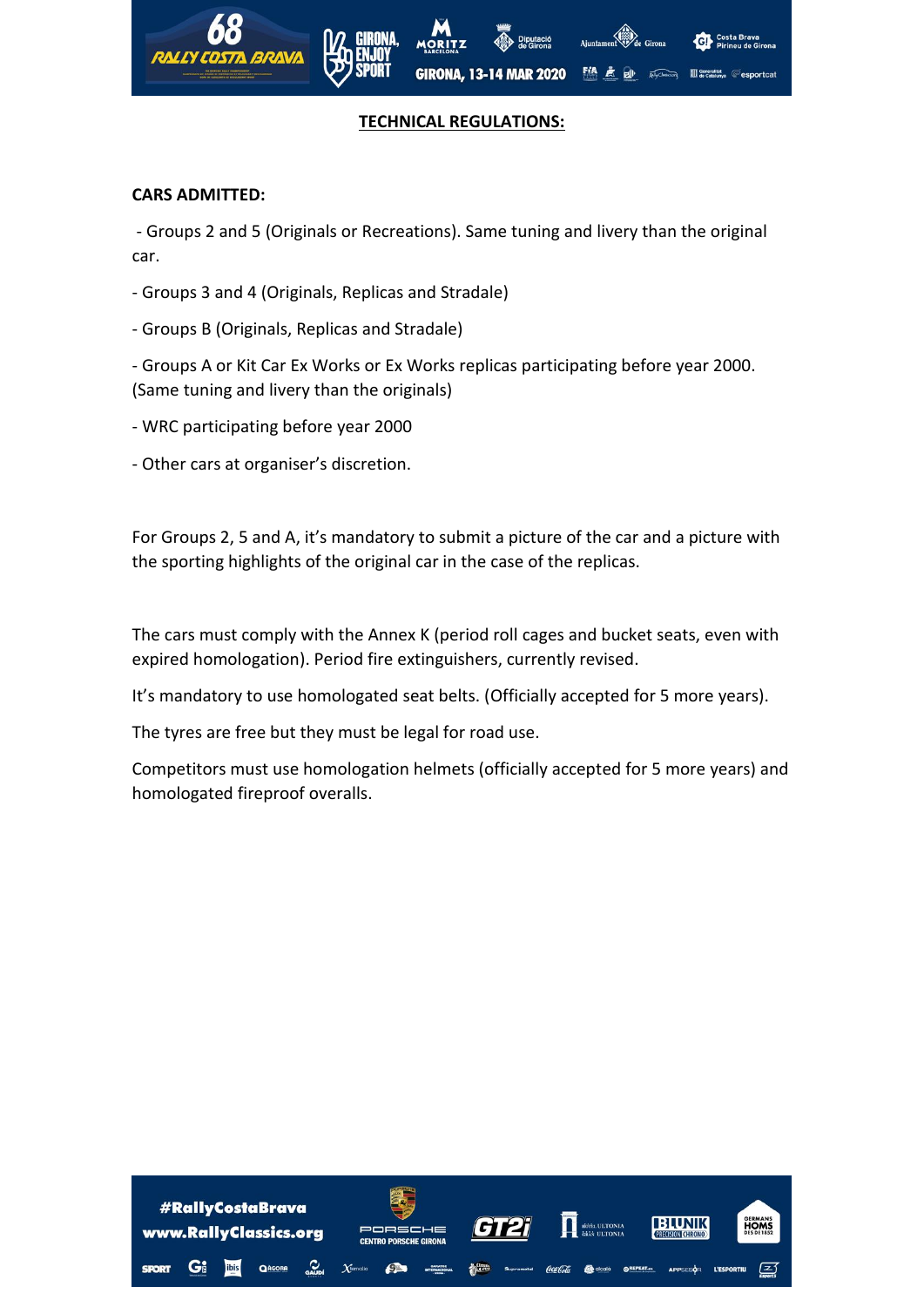## TECHNICAL REGULATIONS:

**CARS ADMITTED:**

- Groups 2 and 5 (Originals or Recreations). Same tuning and livery than the original car.
- Groups 3 and 4 (Originals, Replicas and Stradale)
- Groups B (Originals, Replicas and Stradale)
- Groups A or Kit Car Ex Works or Ex Works replicas participating before year 2000. (Same tuning and livery than the originals)
- WRC participating before year 2000
- Other cars at organiser's discretion.

For Groups 2, 5 and A, it's mandatory to submit a picture of the car and a picture with the sporting highlights of the original car in the case of the replicas.

The cars must comply with the Annex K (period roll cages and bucket seats, even with expired homologation). Period fire extinguishers, currently revised.

It's mandatory to use homologated seat belts. (Officially accepted for 5 more years).

The tyres are free but they must be legal for road use.

Competitors must use homologation helmets (officially accepted for 5 more years) and homologated fireproof overalls.